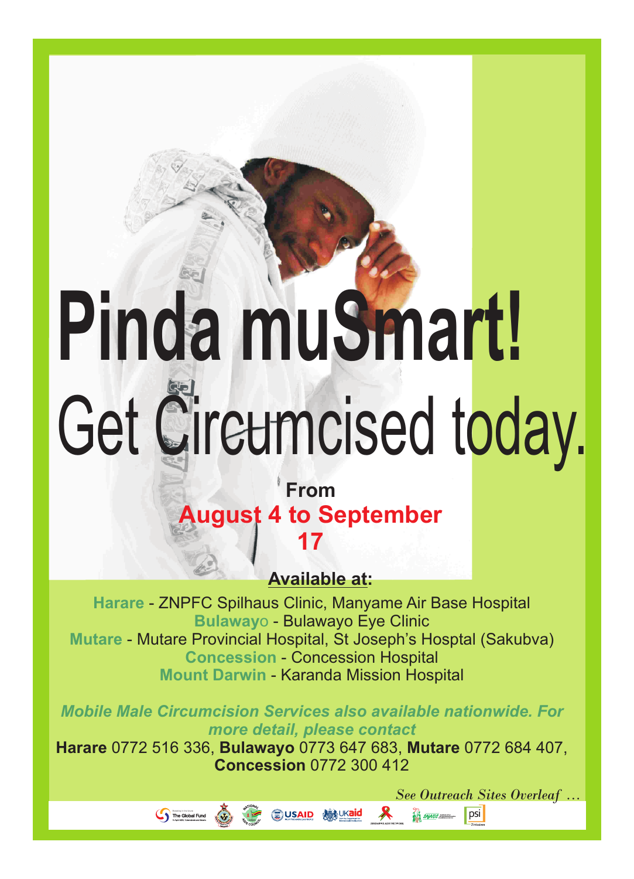# Pinda muSmart!

## Get Circumcised today.

**From**

**August 4 to September 17**

**Available at:**

**Harare** - ZNPFC Spilhaus Clinic, Manyame Air Base Hospital
**Bulawayo** - Bulawayo Eye Clinic
**Mutare** - Mutare Provincial Hospital, St Joseph's Hosptal (Sakubva)
**Concession** - Concession Hospital
**Mount Darwin** - Karanda Mission Hospital

***Mobile Male Circumcision Services also available nationwide. For more detail, please contact***

**Harare** 0772 516 336, **Bulawayo** 0773 647 683, **Mutare** 0772 684 407, **Concession** 0772 300 412

*See Outreach Sites Overleaf …*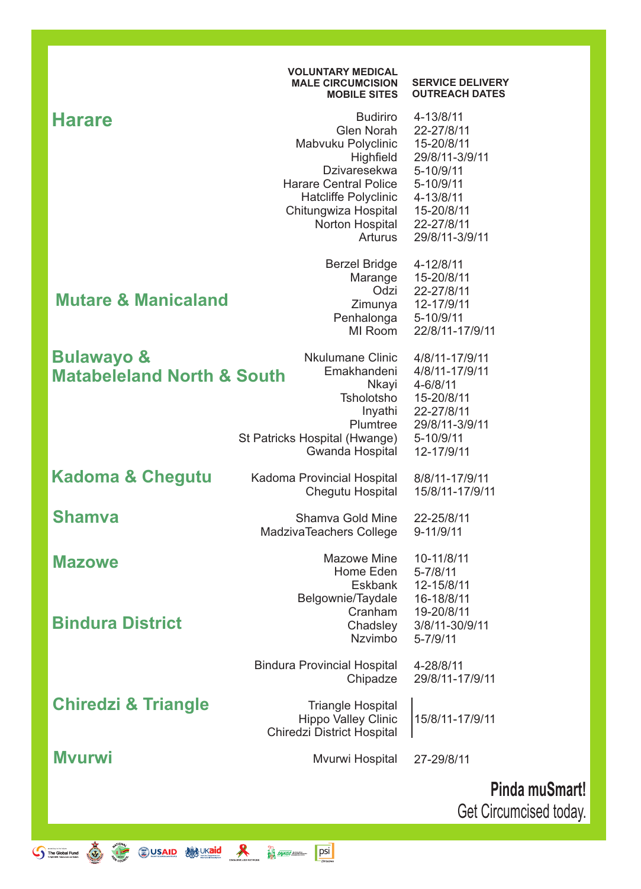| Region | VOLUNTARY MEDICAL MALE CIRCUMCISION MOBILE SITES | SERVICE DELIVERY OUTREACH DATES |
|---|---|---|
| **Harare** | Budiriro | 4-13/8/11 |
| | Glen Norah | 22-27/8/11 |
| | Mabvuku Polyclinic | 15-20/8/11 |
| | Highfield | 29/8/11-3/9/11 |
| | Dzivaresekwa | 5-10/9/11 |
| | Harare Central Police | 5-10/9/11 |
| | Hatcliffe Polyclinic | 4-13/8/11 |
| | Chitungwiza Hospital | 15-20/8/11 |
| | Norton Hospital | 22-27/8/11 |
| | Arturus | 29/8/11-3/9/11 |
| **Mutare & Manicaland** | Berzel Bridge | 4-12/8/11 |
| | Marange | 15-20/8/11 |
| | Odzi | 22-27/8/11 |
| | Zimunya | 12-17/9/11 |
| | Penhalonga | 5-10/9/11 |
| | MI Room | 22/8/11-17/9/11 |
| **Bulawayo & Matabeleland North & South** | Nkulumane Clinic | 4/8/11-17/9/11 |
| | Emakhandeni | 4/8/11-17/9/11 |
| | Nkayi | 4-6/8/11 |
| | Tsholotsho | 15-20/8/11 |
| | Inyathi | 22-27/8/11 |
| | Plumtree | 29/8/11-3/9/11 |
| | St Patricks Hospital (Hwange) | 5-10/9/11 |
| | Gwanda Hospital | 12-17/9/11 |
| **Kadoma & Chegutu** | Kadoma Provincial Hospital | 8/8/11-17/9/11 |
| | Chegutu Hospital | 15/8/11-17/9/11 |
| **Shamva** | Shamva Gold Mine | 22-25/8/11 |
| | MadzivaTeachers College | 9-11/9/11 |
| **Mazowe** | Mazowe Mine | 10-11/8/11 |
| | Home Eden | 5-7/8/11 |
| | Eskbank | 12-15/8/11 |
| | Belgownie/Taydale | 16-18/8/11 |
| **Bindura District** | Cranham | 19-20/8/11 |
| | Chadsley | 3/8/11-30/9/11 |
| | Nzvimbo | 5-7/9/11 |
| | Bindura Provincial Hospital | 4-28/8/11 |
| | Chipadze | 29/8/11-17/9/11 |
| **Chiredzi & Triangle** | Triangle Hospital | 15/8/11-17/9/11 |
| | Hippo Valley Clinic | 15/8/11-17/9/11 |
| | Chiredzi District Hospital | 15/8/11-17/9/11 |
| **Mvurwi** | Mvurwi Hospital | 27-29/8/11 |

**Pinda muSmart!**
Get Circumcised today.